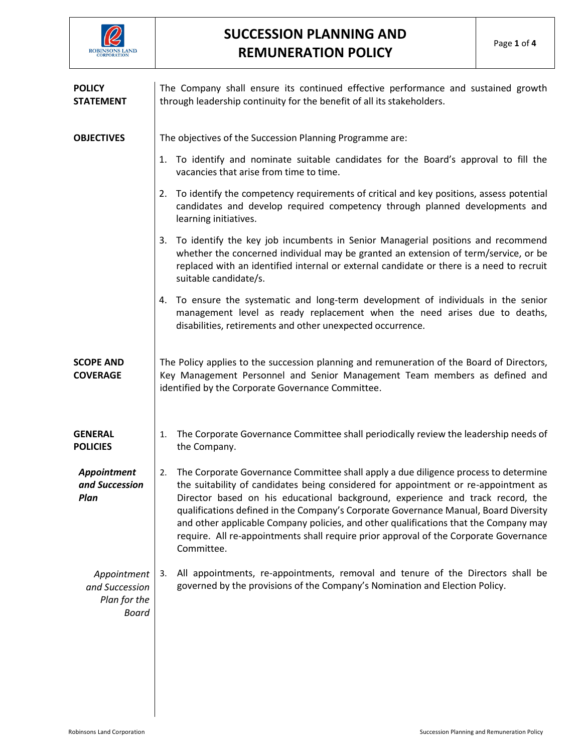# SUCCESSION PLANNING AND REMUNERATION POLICY

**POLICY STATEMENT**

The Company shall ensure its continued effective performance and sustained growth through leadership continuity for the benefit of all its stakeholders.

**OBJECTIVES**

The objectives of the Succession Planning Programme are:

1. To identify and nominate suitable candidates for the Board's approval to fill the vacancies that arise from time to time.
2. To identify the competency requirements of critical and key positions, assess potential candidates and develop required competency through planned developments and learning initiatives.
3. To identify the key job incumbents in Senior Managerial positions and recommend whether the concerned individual may be granted an extension of term/service, or be replaced with an identified internal or external candidate or there is a need to recruit suitable candidate/s.
4. To ensure the systematic and long-term development of individuals in the senior management level as ready replacement when the need arises due to deaths, disabilities, retirements and other unexpected occurrence.

**SCOPE AND COVERAGE**

The Policy applies to the succession planning and remuneration of the Board of Directors, Key Management Personnel and Senior Management Team members as defined and identified by the Corporate Governance Committee.

**GENERAL POLICIES**

1. The Corporate Governance Committee shall periodically review the leadership needs of the Company.

***Appointment and Succession Plan***

2. The Corporate Governance Committee shall apply a due diligence process to determine the suitability of candidates being considered for appointment or re-appointment as Director based on his educational background, experience and track record, the qualifications defined in the Company's Corporate Governance Manual, Board Diversity and other applicable Company policies, and other qualifications that the Company may require. All re-appointments shall require prior approval of the Corporate Governance Committee.

*Appointment and Succession Plan for the Board*

3. All appointments, re-appointments, removal and tenure of the Directors shall be governed by the provisions of the Company's Nomination and Election Policy.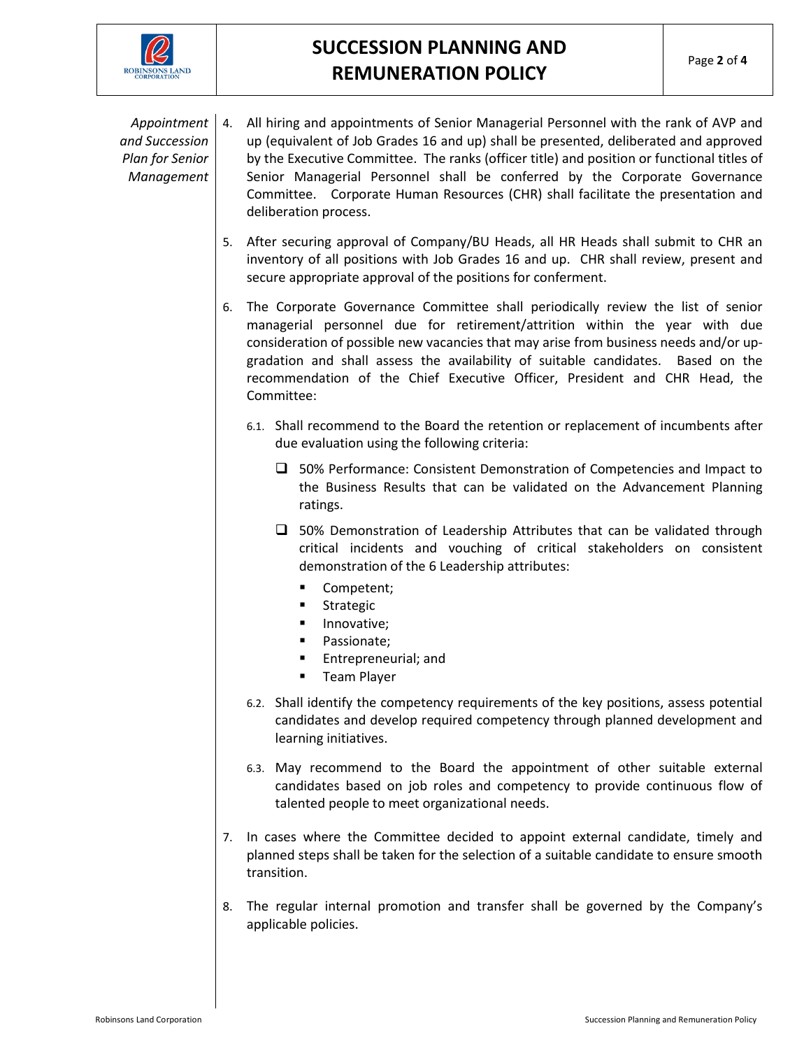*Appointment and Succession Plan for Senior Management*

4. All hiring and appointments of Senior Managerial Personnel with the rank of AVP and up (equivalent of Job Grades 16 and up) shall be presented, deliberated and approved by the Executive Committee. The ranks (officer title) and position or functional titles of Senior Managerial Personnel shall be conferred by the Corporate Governance Committee. Corporate Human Resources (CHR) shall facilitate the presentation and deliberation process.

5. After securing approval of Company/BU Heads, all HR Heads shall submit to CHR an inventory of all positions with Job Grades 16 and up. CHR shall review, present and secure appropriate approval of the positions for conferment.

6. The Corporate Governance Committee shall periodically review the list of senior managerial personnel due for retirement/attrition within the year with due consideration of possible new vacancies that may arise from business needs and/or up-gradation and shall assess the availability of suitable candidates. Based on the recommendation of the Chief Executive Officer, President and CHR Head, the Committee:

   6.1. Shall recommend to the Board the retention or replacement of incumbents after due evaluation using the following criteria:

   - ❑ 50% Performance: Consistent Demonstration of Competencies and Impact to the Business Results that can be validated on the Advancement Planning ratings.
   - ❑ 50% Demonstration of Leadership Attributes that can be validated through critical incidents and vouching of critical stakeholders on consistent demonstration of the 6 Leadership attributes:
     - Competent;
     - Strategic
     - Innovative;
     - Passionate;
     - Entrepreneurial; and
     - Team Player

   6.2. Shall identify the competency requirements of the key positions, assess potential candidates and develop required competency through planned development and learning initiatives.

   6.3. May recommend to the Board the appointment of other suitable external candidates based on job roles and competency to provide continuous flow of talented people to meet organizational needs.

7. In cases where the Committee decided to appoint external candidate, timely and planned steps shall be taken for the selection of a suitable candidate to ensure smooth transition.

8. The regular internal promotion and transfer shall be governed by the Company's applicable policies.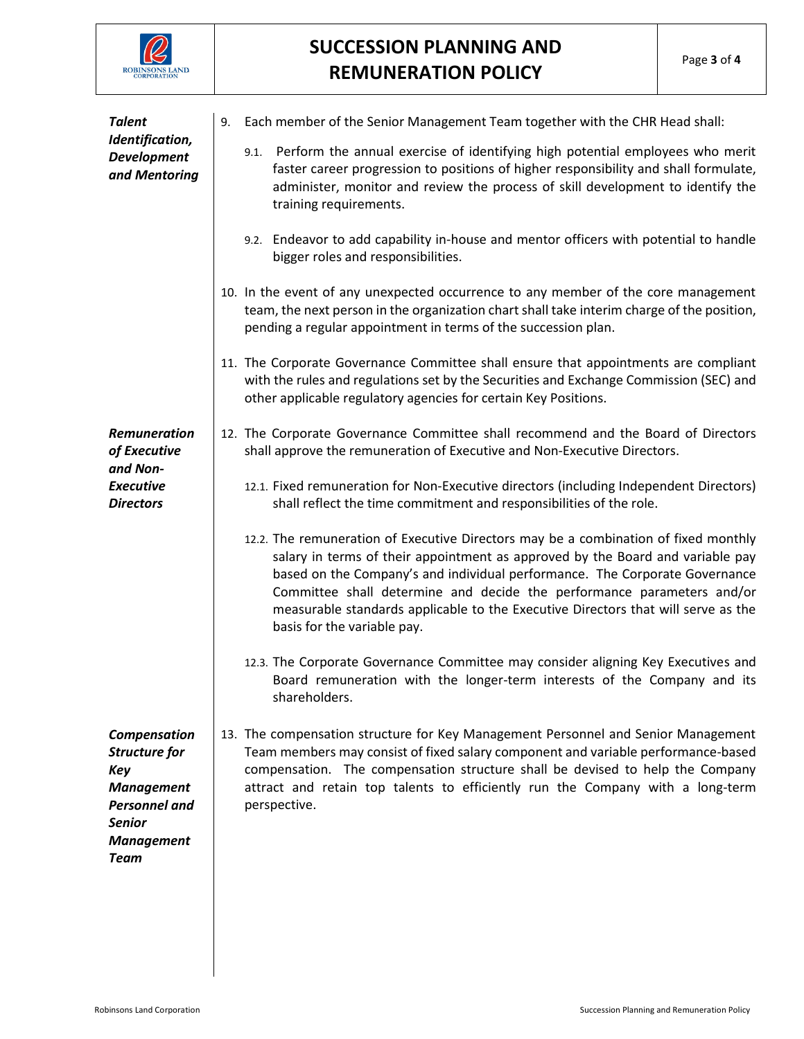***Talent Identification, Development and Mentoring***

9. Each member of the Senior Management Team together with the CHR Head shall:

    9.1. Perform the annual exercise of identifying high potential employees who merit faster career progression to positions of higher responsibility and shall formulate, administer, monitor and review the process of skill development to identify the training requirements.

    9.2. Endeavor to add capability in-house and mentor officers with potential to handle bigger roles and responsibilities.

10. In the event of any unexpected occurrence to any member of the core management team, the next person in the organization chart shall take interim charge of the position, pending a regular appointment in terms of the succession plan.

11. The Corporate Governance Committee shall ensure that appointments are compliant with the rules and regulations set by the Securities and Exchange Commission (SEC) and other applicable regulatory agencies for certain Key Positions.

***Remuneration of Executive and Non-Executive Directors***

12. The Corporate Governance Committee shall recommend and the Board of Directors shall approve the remuneration of Executive and Non-Executive Directors.

    12.1. Fixed remuneration for Non-Executive directors (including Independent Directors) shall reflect the time commitment and responsibilities of the role.

    12.2. The remuneration of Executive Directors may be a combination of fixed monthly salary in terms of their appointment as approved by the Board and variable pay based on the Company's and individual performance. The Corporate Governance Committee shall determine and decide the performance parameters and/or measurable standards applicable to the Executive Directors that will serve as the basis for the variable pay.

    12.3. The Corporate Governance Committee may consider aligning Key Executives and Board remuneration with the longer-term interests of the Company and its shareholders.

***Compensation Structure for Key Management Personnel and Senior Management Team***

13. The compensation structure for Key Management Personnel and Senior Management Team members may consist of fixed salary component and variable performance-based compensation. The compensation structure shall be devised to help the Company attract and retain top talents to efficiently run the Company with a long-term perspective.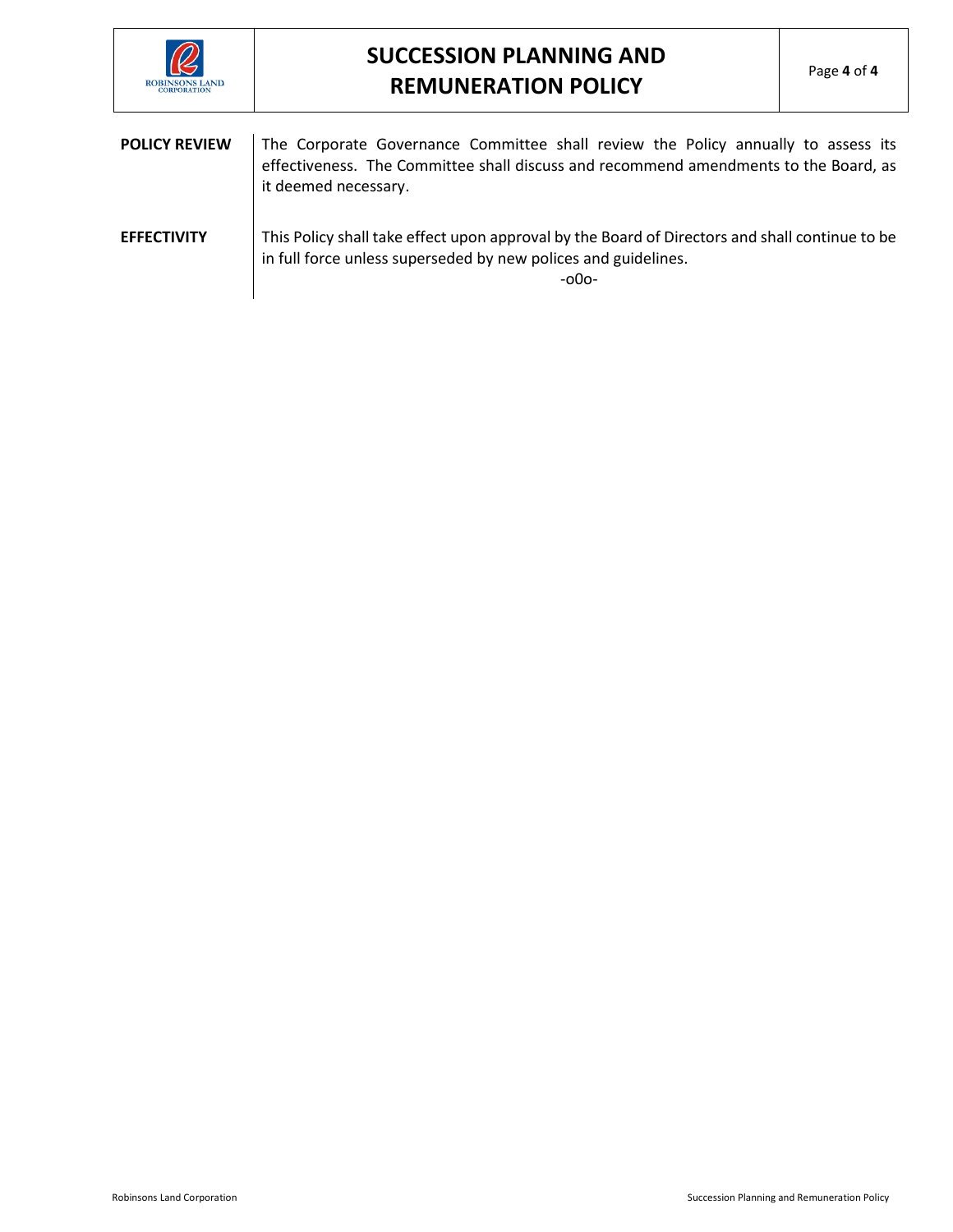**POLICY REVIEW**

The Corporate Governance Committee shall review the Policy annually to assess its effectiveness. The Committee shall discuss and recommend amendments to the Board, as it deemed necessary.

**EFFECTIVITY**

This Policy shall take effect upon approval by the Board of Directors and shall continue to be in full force unless superseded by new polices and guidelines.

-o0o-